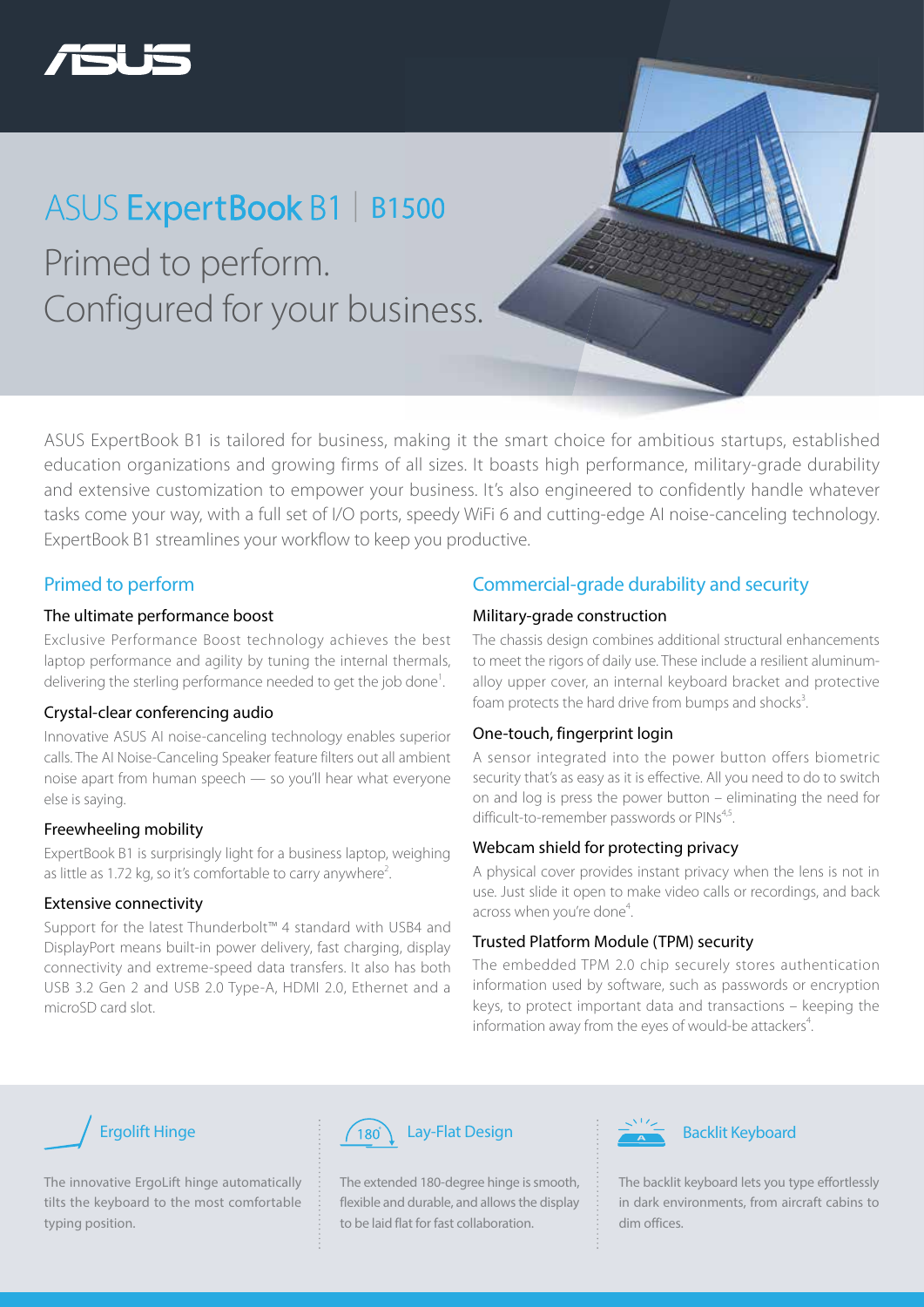# ASUS ExpertBook B1 | B1500

## Primed to perform.
## Configured for your business.

ASUS ExpertBook B1 is tailored for business, making it the smart choice for ambitious startups, established education organizations and growing firms of all sizes. It boasts high performance, military-grade durability and extensive customization to empower your business. It's also engineered to confidently handle whatever tasks come your way, with a full set of I/O ports, speedy WiFi 6 and cutting-edge AI noise-canceling technology. ExpertBook B1 streamlines your workflow to keep you productive.

## Primed to perform

### The ultimate performance boost

Exclusive Performance Boost technology achieves the best laptop performance and agility by tuning the internal thermals, delivering the sterling performance needed to get the job done[1].

### Crystal-clear conferencing audio

Innovative ASUS AI noise-canceling technology enables superior calls. The AI Noise-Canceling Speaker feature filters out all ambient noise apart from human speech — so you'll hear what everyone else is saying.

### Freewheeling mobility

ExpertBook B1 is surprisingly light for a business laptop, weighing as little as 1.72 kg, so it's comfortable to carry anywhere[2].

### Extensive connectivity

Support for the latest Thunderbolt™ 4 standard with USB4 and DisplayPort means built-in power delivery, fast charging, display connectivity and extreme-speed data transfers. It also has both USB 3.2 Gen 2 and USB 2.0 Type-A, HDMI 2.0, Ethernet and a microSD card slot.

## Commercial-grade durability and security

### Military-grade construction

The chassis design combines additional structural enhancements to meet the rigors of daily use. These include a resilient aluminum-alloy upper cover, an internal keyboard bracket and protective foam protects the hard drive from bumps and shocks[3].

### One-touch, fingerprint login

A sensor integrated into the power button offers biometric security that's as easy as it is effective. All you need to do to switch on and log is press the power button – eliminating the need for difficult-to-remember passwords or PINs[4,5].

### Webcam shield for protecting privacy

A physical cover provides instant privacy when the lens is not in use. Just slide it open to make video calls or recordings, and back across when you're done[4].

### Trusted Platform Module (TPM) security

The embedded TPM 2.0 chip securely stores authentication information used by software, such as passwords or encryption keys, to protect important data and transactions – keeping the information away from the eyes of would-be attackers[4].

### Ergolift Hinge

The innovative ErgoLift hinge automatically tilts the keyboard to the most comfortable typing position.

### Lay-Flat Design

The extended 180-degree hinge is smooth, flexible and durable, and allows the display to be laid flat for fast collaboration.

### Backlit Keyboard

The backlit keyboard lets you type effortlessly in dark environments, from aircraft cabins to dim offices.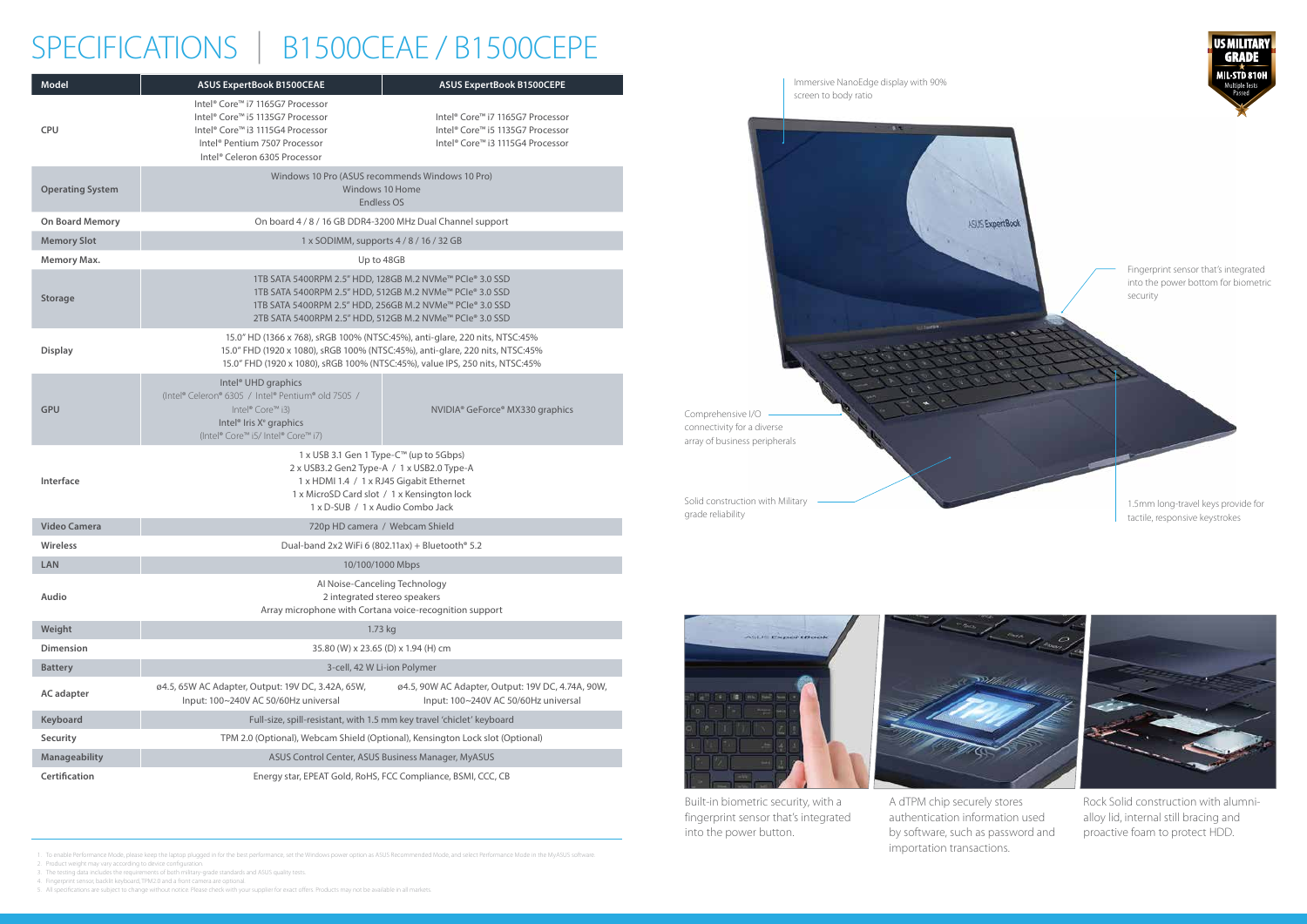# SPECIFICATIONS | B1500CEAE / B1500CEPE

| Model | ASUS ExpertBook B1500CEAE | ASUS ExpertBook B1500CEPE |
|---|---|---|
| CPU | Intel® Core™ i7 1165G7 Processor<br>Intel® Core™ i5 1135G7 Processor<br>Intel® Core™ i3 1115G4 Processor<br>Intel® Pentium 7507 Processor<br>Intel® Celeron 6305 Processor | Intel® Core™ i7 1165G7 Processor<br>Intel® Core™ i5 1135G7 Processor<br>Intel® Core™ i3 1115G4 Processor |
| Operating System | Windows 10 Pro (ASUS recommends Windows 10 Pro)<br>Windows 10 Home<br>Endless OS | |
| On Board Memory | On board 4 / 8 / 16 GB DDR4-3200 MHz Dual Channel support | |
| Memory Slot | 1 x SODIMM, supports 4 / 8 / 16 / 32 GB | |
| Memory Max. | Up to 48GB | |
| Storage | 1TB SATA 5400RPM 2.5" HDD, 128GB M.2 NVMe™ PCIe® 3.0 SSD<br>1TB SATA 5400RPM 2.5" HDD, 512GB M.2 NVMe™ PCIe® 3.0 SSD<br>1TB SATA 5400RPM 2.5" HDD, 256GB M.2 NVMe™ PCIe® 3.0 SSD<br>2TB SATA 5400RPM 2.5" HDD, 512GB M.2 NVMe™ PCIe® 3.0 SSD | |
| Display | 15.0" HD (1366 x 768), sRGB 100% (NTSC:45%), anti-glare, 220 nits, NTSC:45%<br>15.0" FHD (1920 x 1080), sRGB 100% (NTSC:45%), anti-glare, 220 nits, NTSC:45%<br>15.0" FHD (1920 x 1080), sRGB 100% (NTSC:45%), value IPS, 250 nits, NTSC:45% | |
| GPU | Intel® UHD graphics<br>(Intel® Celeron® 6305 / Intel® Pentium® old 7505 / Intel® Core™ i3)<br>Intel® Iris Xᵉ graphics<br>(Intel® Core™ i5/ Intel® Core™ i7) | NVIDIA® GeForce® MX330 graphics |
| Interface | 1 x USB 3.1 Gen 1 Type-C™ (up to 5Gbps)<br>2 x USB3.2 Gen2 Type-A / 1 x USB2.0 Type-A<br>1 x HDMI 1.4 / 1 x RJ45 Gigabit Ethernet<br>1 x MicroSD Card slot / 1 x Kensington lock<br>1 x D-SUB / 1 x Audio Combo Jack | |
| Video Camera | 720p HD camera / Webcam Shield | |
| Wireless | Dual-band 2x2 WiFi 6 (802.11ax) + Bluetooth® 5.2 | |
| LAN | 10/100/1000 Mbps | |
| Audio | AI Noise-Canceling Technology<br>2 integrated stereo speakers<br>Array microphone with Cortana voice-recognition support | |
| Weight | 1.73 kg | |
| Dimension | 35.80 (W) x 23.65 (D) x 1.94 (H) cm | |
| Battery | 3-cell, 42 W Li-ion Polymer | |
| AC adapter | ø4.5, 65W AC Adapter, Output: 19V DC, 3.42A, 65W, Input: 100~240V AC 50/60Hz universal | ø4.5, 90W AC Adapter, Output: 19V DC, 4.74A, 90W, Input: 100~240V AC 50/60Hz universal |
| Keyboard | Full-size, spill-resistant, with 1.5 mm key travel 'chiclet' keyboard | |
| Security | TPM 2.0 (Optional), Webcam Shield (Optional), Kensington Lock slot (Optional) | |
| Manageability | ASUS Control Center, ASUS Business Manager, MyASUS | |
| Certification | Energy star, EPEAT Gold, RoHS, FCC Compliance, BSMI, CCC, CB | |

US MILITARY GRADE MIL-STD 810H Multiple Tests Passed

Immersive NanoEdge display with 90% screen to body ratio

Fingerprint sensor that's integrated into the power bottom for biometric security

Comprehensive I/O connectivity for a diverse array of business peripherals

Solid construction with Military grade reliability

1.5mm long-travel keys provide for tactile, responsive keystrokes

Built-in biometric security, with a fingerprint sensor that's integrated into the power button.

A dTPM chip securely stores authentication information used by software, such as password and importation transactions.

Rock Solid construction with alumni-alloy lid, internal still bracing and proactive foam to protect HDD.

1. To enable Performance Mode, please keep the laptop plugged in for the best performance, set the Windows power option as ASUS Recommended Mode, and select Performance Mode in the MyASUS software.
2. Product weight may vary according to device configuration.
3. The testing data includes the requirements of both military-grade standards and ASUS quality tests.
4. Fingerprint sensor, backlit keyboard, TPM2.0 and a front camera are optional.
5. All specifications are subject to change without notice. Please check with your supplier for exact offers. Products may not be available in all markets.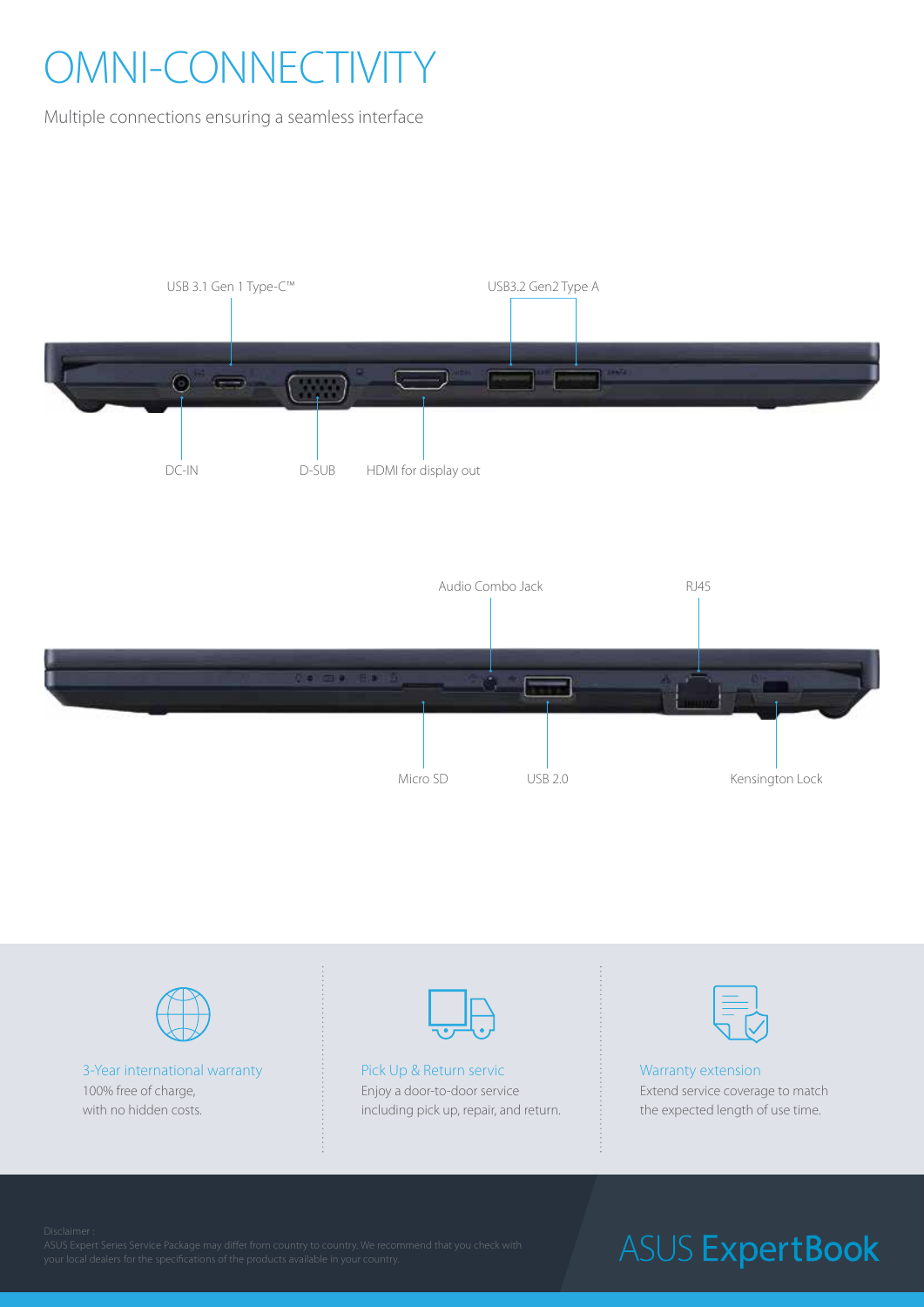# OMNI-CONNECTIVITY

Multiple connections ensuring a seamless interface

USB 3.1 Gen 1 Type-C™

USB3.2 Gen2 Type A

DC-IN

D-SUB

HDMI for display out

Audio Combo Jack

RJ45

Micro SD

USB 2.0

Kensington Lock

### 3-Year international warranty

100% free of charge,
with no hidden costs.

### Pick Up & Return servic

Enjoy a door-to-door service
including pick up, repair, and return.

### Warranty extension

Extend service coverage to match
the expected length of use time.

Disclaimer :
ASUS Expert Series Service Package may differ from country to country. We recommend that you check with your local dealers for the specifications of the products available in your country.

ASUS ExpertBook